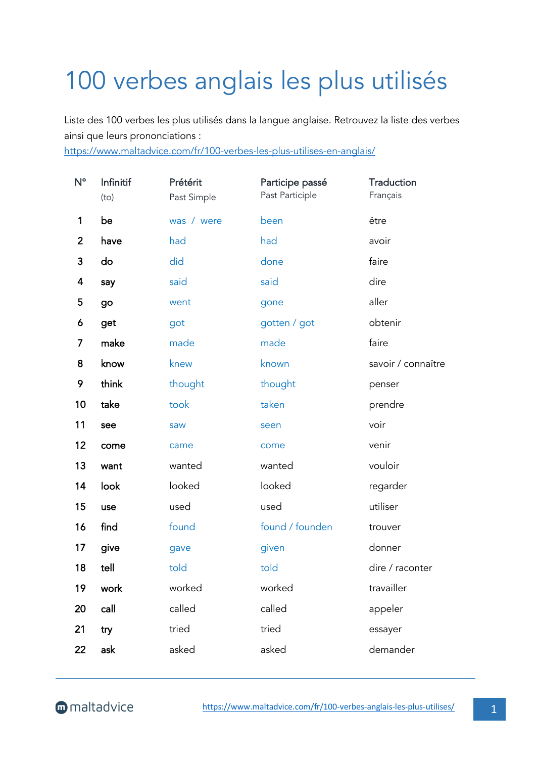# 100 verbes anglais les plus utilisés

Liste des 100 verbes les plus utilisés dans la langue anglaise. Retrouvez la liste des verbes ainsi que leurs prononciations :
https://www.maltadvice.com/fr/100-verbes-les-plus-utilises-en-anglais/

| N° | Infinitif (to) | Prétérit Past Simple | Participe passé Past Participle | Traduction Français |
|---|---|---|---|---|
| 1 | be | was / were | been | être |
| 2 | have | had | had | avoir |
| 3 | do | did | done | faire |
| 4 | say | said | said | dire |
| 5 | go | went | gone | aller |
| 6 | get | got | gotten / got | obtenir |
| 7 | make | made | made | faire |
| 8 | know | knew | known | savoir / connaître |
| 9 | think | thought | thought | penser |
| 10 | take | took | taken | prendre |
| 11 | see | saw | seen | voir |
| 12 | come | came | come | venir |
| 13 | want | wanted | wanted | vouloir |
| 14 | look | looked | looked | regarder |
| 15 | use | used | used | utiliser |
| 16 | find | found | found / founden | trouver |
| 17 | give | gave | given | donner |
| 18 | tell | told | told | dire / raconter |
| 19 | work | worked | worked | travailler |
| 20 | call | called | called | appeler |
| 21 | try | tried | tried | essayer |
| 22 | ask | asked | asked | demander |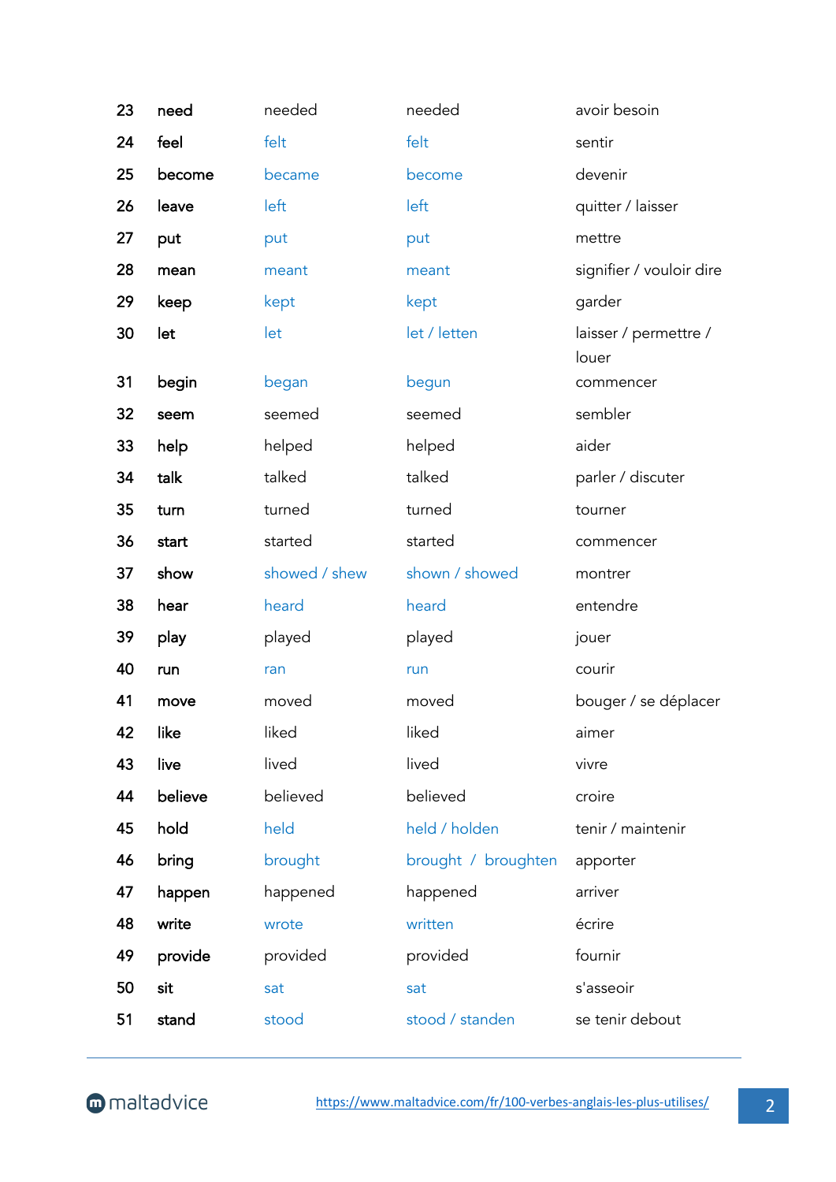| | | | | |
|---|---|---|---|---|
| 23 | need | needed | needed | avoir besoin |
| 24 | feel | felt | felt | sentir |
| 25 | become | became | become | devenir |
| 26 | leave | left | left | quitter / laisser |
| 27 | put | put | put | mettre |
| 28 | mean | meant | meant | signifier / vouloir dire |
| 29 | keep | kept | kept | garder |
| 30 | let | let | let / letten | laisser / permettre / louer |
| 31 | begin | began | begun | commencer |
| 32 | seem | seemed | seemed | sembler |
| 33 | help | helped | helped | aider |
| 34 | talk | talked | talked | parler / discuter |
| 35 | turn | turned | turned | tourner |
| 36 | start | started | started | commencer |
| 37 | show | showed / shew | shown / showed | montrer |
| 38 | hear | heard | heard | entendre |
| 39 | play | played | played | jouer |
| 40 | run | ran | run | courir |
| 41 | move | moved | moved | bouger / se déplacer |
| 42 | like | liked | liked | aimer |
| 43 | live | lived | lived | vivre |
| 44 | believe | believed | believed | croire |
| 45 | hold | held | held / holden | tenir / maintenir |
| 46 | bring | brought | brought / broughten | apporter |
| 47 | happen | happened | happened | arriver |
| 48 | write | wrote | written | écrire |
| 49 | provide | provided | provided | fournir |
| 50 | sit | sat | sat | s'asseoir |
| 51 | stand | stood | stood / standen | se tenir debout |

maltadvice https://www.maltadvice.com/fr/100-verbes-anglais-les-plus-utilises/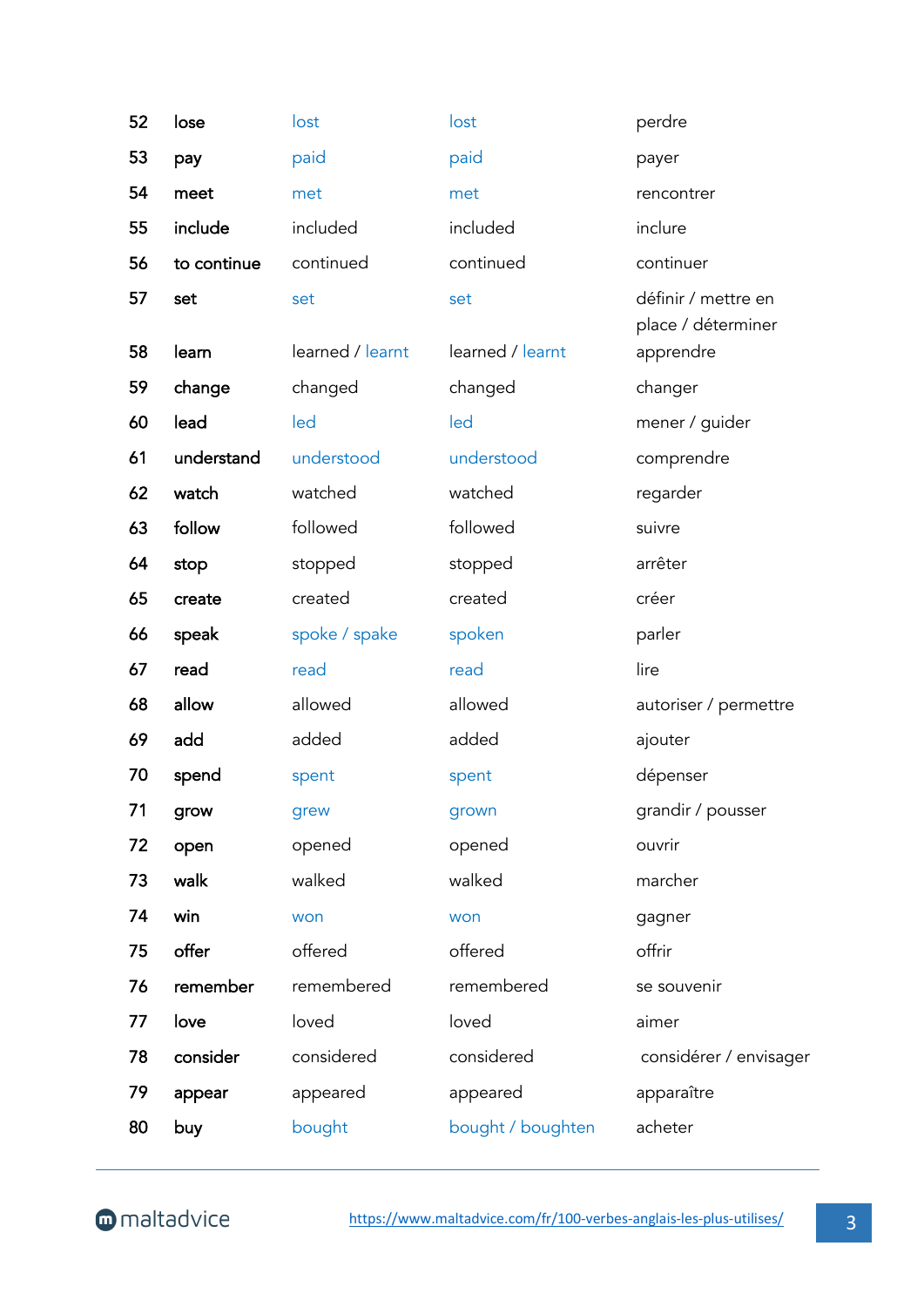| | | | | |
|---|---|---|---|---|
| 52 | **lose** | lost | lost | perdre |
| 53 | **pay** | paid | paid | payer |
| 54 | **meet** | met | met | rencontrer |
| 55 | **include** | included | included | inclure |
| 56 | **to continue** | continued | continued | continuer |
| 57 | **set** | set | set | définir / mettre en place / déterminer |
| 58 | **learn** | learned / learnt | learned / learnt | apprendre |
| 59 | **change** | changed | changed | changer |
| 60 | **lead** | led | led | mener / guider |
| 61 | **understand** | understood | understood | comprendre |
| 62 | **watch** | watched | watched | regarder |
| 63 | **follow** | followed | followed | suivre |
| 64 | **stop** | stopped | stopped | arrêter |
| 65 | **create** | created | created | créer |
| 66 | **speak** | spoke / spake | spoken | parler |
| 67 | **read** | read | read | lire |
| 68 | **allow** | allowed | allowed | autoriser / permettre |
| 69 | **add** | added | added | ajouter |
| 70 | **spend** | spent | spent | dépenser |
| 71 | **grow** | grew | grown | grandir / pousser |
| 72 | **open** | opened | opened | ouvrir |
| 73 | **walk** | walked | walked | marcher |
| 74 | **win** | won | won | gagner |
| 75 | **offer** | offered | offered | offrir |
| 76 | **remember** | remembered | remembered | se souvenir |
| 77 | **love** | loved | loved | aimer |
| 78 | **consider** | considered | considered | considérer / envisager |
| 79 | **appear** | appeared | appeared | apparaître |
| 80 | **buy** | bought | bought / boughten | acheter |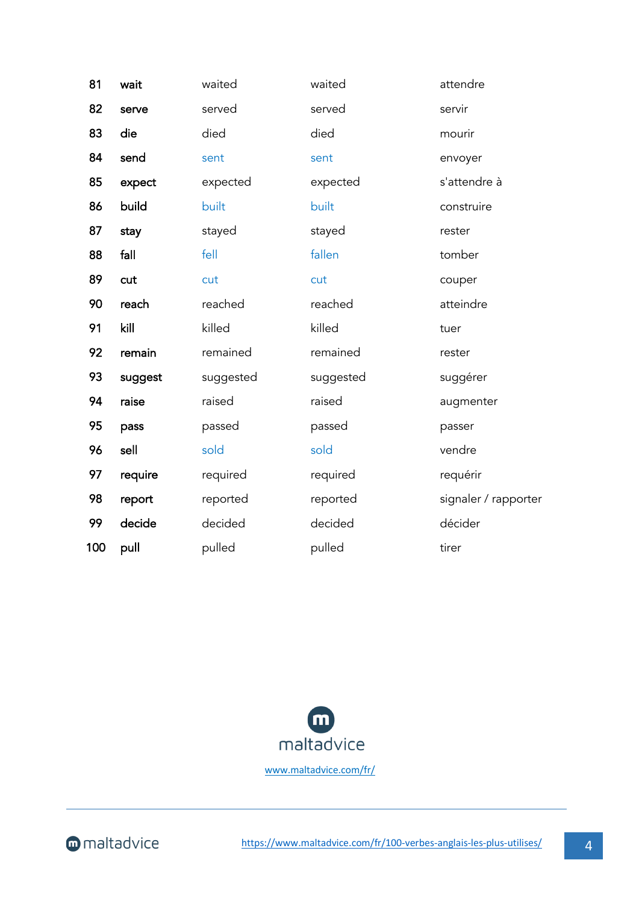| | | | | |
|---|---|---|---|---|
| 81 | **wait** | waited | waited | attendre |
| 82 | **serve** | served | served | servir |
| 83 | **die** | died | died | mourir |
| 84 | **send** | sent | sent | envoyer |
| 85 | **expect** | expected | expected | s'attendre à |
| 86 | **build** | built | built | construire |
| 87 | **stay** | stayed | stayed | rester |
| 88 | **fall** | fell | fallen | tomber |
| 89 | **cut** | cut | cut | couper |
| 90 | **reach** | reached | reached | atteindre |
| 91 | **kill** | killed | killed | tuer |
| 92 | **remain** | remained | remained | rester |
| 93 | **suggest** | suggested | suggested | suggérer |
| 94 | **raise** | raised | raised | augmenter |
| 95 | **pass** | passed | passed | passer |
| 96 | **sell** | sold | sold | vendre |
| 97 | **require** | required | required | requérir |
| 98 | **report** | reported | reported | signaler / rapporter |
| 99 | **decide** | decided | decided | décider |
| 100 | **pull** | pulled | pulled | tirer |

maltadvice

www.maltadvice.com/fr/